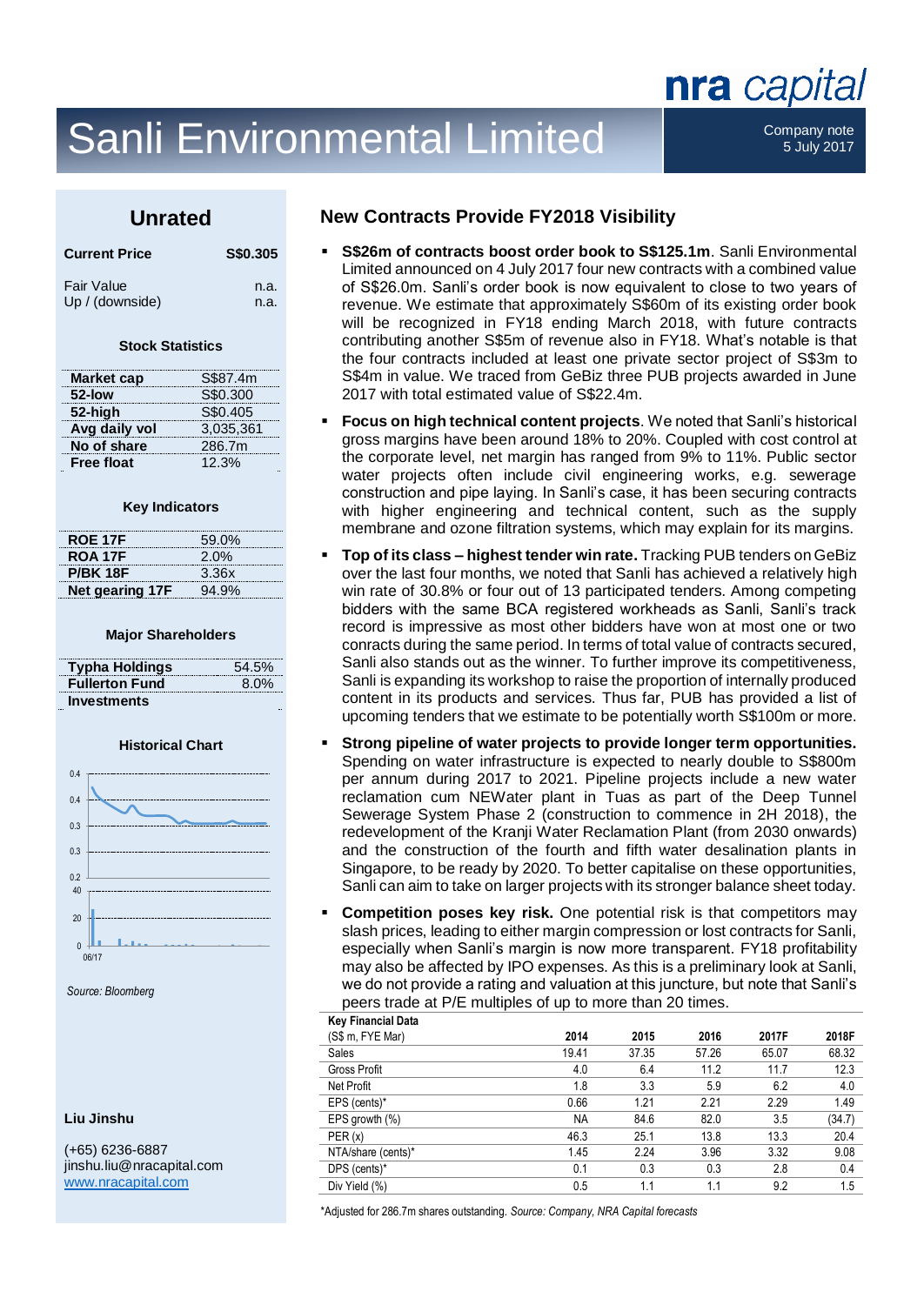nra capital

# Sanli Environmental Limited

Company note
5 July 2017

## Unrated

| **Current Price** | **S$0.305** |
|---|---|
| Fair Value | n.a. |
| Up / (downside) | n.a. |

### Stock Statistics

| | |
|---|---|
| **Market cap** | S$87.4m |
| **52-low** | S$0.300 |
| **52-high** | S$0.405 |
| **Avg daily vol** | 3,035,361 |
| **No of share** | 286.7m |
| **Free float** | 12.3% |

### Key Indicators

| | |
|---|---|
| **ROE 17F** | 59.0% |
| **ROA 17F** | 2.0% |
| **P/BK 18F** | 3.36x |
| **Net gearing 17F** | 94.9% |

### Major Shareholders

| | |
|---|---|
| **Typha Holdings** | 54.5% |
| **Fullerton Fund Investments** | 8.0% |

### Historical Chart

*Source: Bloomberg*

**Liu Jinshu**

(+65) 6236-6887
jinshu.liu@nracapital.com
www.nracapital.com

## New Contracts Provide FY2018 Visibility

- **S$26m of contracts boost order book to S$125.1m**. Sanli Environmental Limited announced on 4 July 2017 four new contracts with a combined value of S$26.0m. Sanli's order book is now equivalent to close to two years of revenue. We estimate that approximately S$60m of its existing order book will be recognized in FY18 ending March 2018, with future contracts contributing another S$5m of revenue also in FY18. What's notable is that the four contracts included at least one private sector project of S$3m to S$4m in value. We traced from GeBiz three PUB projects awarded in June 2017 with total estimated value of S$22.4m.

- **Focus on high technical content projects**. We noted that Sanli's historical gross margins have been around 18% to 20%. Coupled with cost control at the corporate level, net margin has ranged from 9% to 11%. Public sector water projects often include civil engineering works, e.g. sewerage construction and pipe laying. In Sanli's case, it has been securing contracts with higher engineering and technical content, such as the supply membrane and ozone filtration systems, which may explain for its margins.

- **Top of its class – highest tender win rate.** Tracking PUB tenders on GeBiz over the last four months, we noted that Sanli has achieved a relatively high win rate of 30.8% or four out of 13 participated tenders. Among competing bidders with the same BCA registered workheads as Sanli, Sanli's track record is impressive as most other bidders have won at most one or two conracts during the same period. In terms of total value of contracts secured, Sanli also stands out as the winner. To further improve its competitiveness, Sanli is expanding its workshop to raise the proportion of internally produced content in its products and services. Thus far, PUB has provided a list of upcoming tenders that we estimate to be potentially worth S$100m or more.

- **Strong pipeline of water projects to provide longer term opportunities.** Spending on water infrastructure is expected to nearly double to S$800m per annum during 2017 to 2021. Pipeline projects include a new water reclamation cum NEWater plant in Tuas as part of the Deep Tunnel Sewerage System Phase 2 (construction to commence in 2H 2018), the redevelopment of the Kranji Water Reclamation Plant (from 2030 onwards) and the construction of the fourth and fifth water desalination plants in Singapore, to be ready by 2020. To better capitalise on these opportunities, Sanli can aim to take on larger projects with its stronger balance sheet today.

- **Competition poses key risk.** One potential risk is that competitors may slash prices, leading to either margin compression or lost contracts for Sanli, especially when Sanli's margin is now more transparent. FY18 profitability may also be affected by IPO expenses. As this is a preliminary look at Sanli, we do not provide a rating and valuation at this juncture, but note that Sanli's peers trade at P/E multiples of up to more than 20 times.

**Key Financial Data**

| (S$ m, FYE Mar) | 2014 | 2015 | 2016 | 2017F | 2018F |
|---|---|---|---|---|---|
| Sales | 19.41 | 37.35 | 57.26 | 65.07 | 68.32 |
| Gross Profit | 4.0 | 6.4 | 11.2 | 11.7 | 12.3 |
| Net Profit | 1.8 | 3.3 | 5.9 | 6.2 | 4.0 |
| EPS (cents)* | 0.66 | 1.21 | 2.21 | 2.29 | 1.49 |
| EPS growth (%) | NA | 84.6 | 82.0 | 3.5 | (34.7) |
| PER (x) | 46.3 | 25.1 | 13.8 | 13.3 | 20.4 |
| NTA/share (cents)* | 1.45 | 2.24 | 3.96 | 3.32 | 9.08 |
| DPS (cents)* | 0.1 | 0.3 | 0.3 | 2.8 | 0.4 |
| Div Yield (%) | 0.5 | 1.1 | 1.1 | 9.2 | 1.5 |

*Adjusted for 286.7m shares outstanding. *Source: Company, NRA Capital forecasts*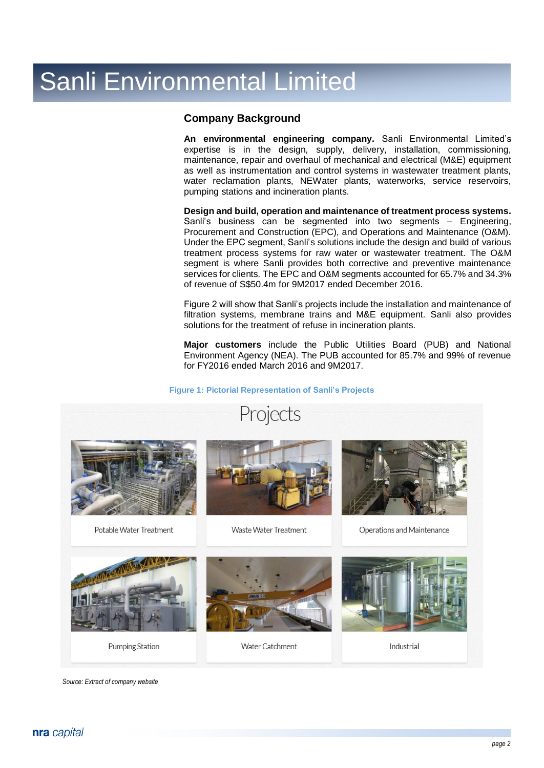# Sanli Environmental Limited

## Company Background

**An environmental engineering company.** Sanli Environmental Limited's expertise is in the design, supply, delivery, installation, commissioning, maintenance, repair and overhaul of mechanical and electrical (M&E) equipment as well as instrumentation and control systems in wastewater treatment plants, water reclamation plants, NEWater plants, waterworks, service reservoirs, pumping stations and incineration plants.

**Design and build, operation and maintenance of treatment process systems.** Sanli's business can be segmented into two segments – Engineering, Procurement and Construction (EPC), and Operations and Maintenance (O&M). Under the EPC segment, Sanli's solutions include the design and build of various treatment process systems for raw water or wastewater treatment. The O&M segment is where Sanli provides both corrective and preventive maintenance services for clients. The EPC and O&M segments accounted for 65.7% and 34.3% of revenue of S$50.4m for 9M2017 ended December 2016.

Figure 2 will show that Sanli's projects include the installation and maintenance of filtration systems, membrane trains and M&E equipment. Sanli also provides solutions for the treatment of refuse in incineration plants.

**Major customers** include the Public Utilities Board (PUB) and National Environment Agency (NEA). The PUB accounted for 85.7% and 99% of revenue for FY2016 ended March 2016 and 9M2017.

**Figure 1: Pictorial Representation of Sanli's Projects**

Projects

Potable Water Treatment | Waste Water Treatment | Operations and Maintenance

Pumping Station | Water Catchment | Industrial

*Source: Extract of company website*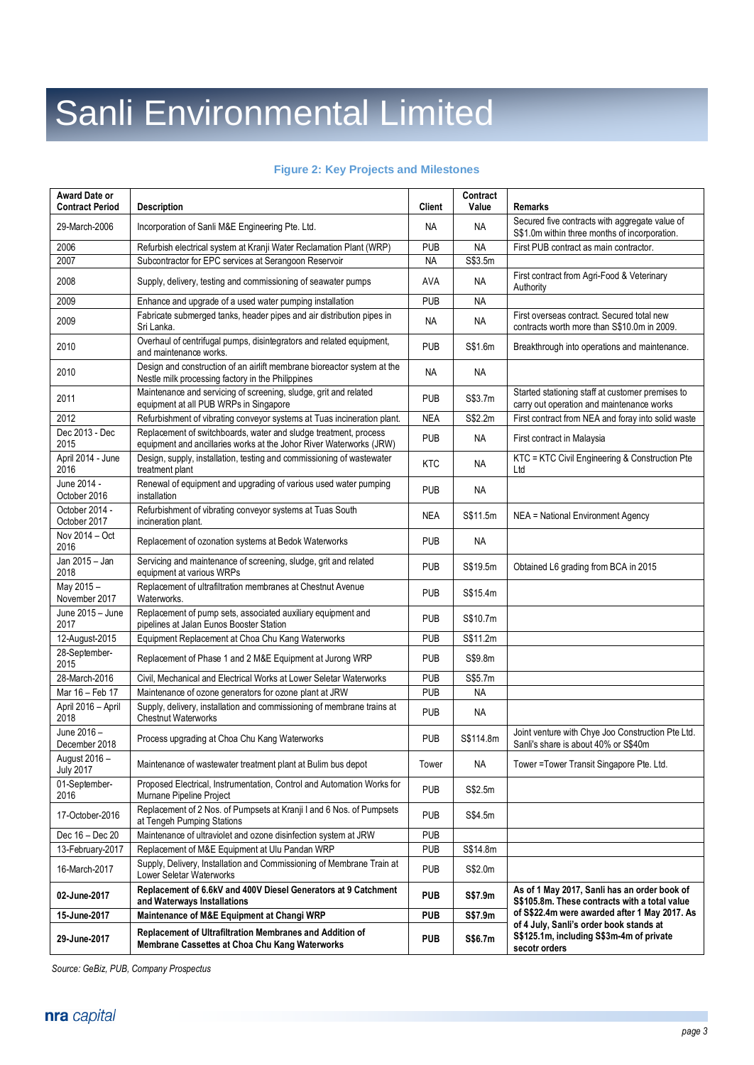# Sanli Environmental Limited

**Figure 2: Key Projects and Milestones**

| Award Date or Contract Period | Description | Client | Contract Value | Remarks |
|---|---|---|---|---|
| 29-March-2006 | Incorporation of Sanli M&E Engineering Pte. Ltd. | NA | NA | Secured five contracts with aggregate value of S$1.0m within three months of incorporation. |
| 2006 | Refurbish electrical system at Kranji Water Reclamation Plant (WRP) | PUB | NA | First PUB contract as main contractor. |
| 2007 | Subcontractor for EPC services at Serangoon Reservoir | NA | S$3.5m | |
| 2008 | Supply, delivery, testing and commissioning of seawater pumps | AVA | NA | First contract from Agri-Food & Veterinary Authority |
| 2009 | Enhance and upgrade of a used water pumping installation | PUB | NA | |
| 2009 | Fabricate submerged tanks, header pipes and air distribution pipes in Sri Lanka. | NA | NA | First overseas contract. Secured total new contracts worth more than S$10.0m in 2009. |
| 2010 | Overhaul of centrifugal pumps, disintegrators and related equipment, and maintenance works. | PUB | S$1.6m | Breakthrough into operations and maintenance. |
| 2010 | Design and construction of an airlift membrane bioreactor system at the Nestle milk processing factory in the Philippines | NA | NA | |
| 2011 | Maintenance and servicing of screening, sludge, grit and related equipment at all PUB WRPs in Singapore | PUB | S$3.7m | Started stationing staff at customer premises to carry out operation and maintenance works |
| 2012 | Refurbishment of vibrating conveyor systems at Tuas incineration plant. | NEA | S$2.2m | First contract from NEA and foray into solid waste |
| Dec 2013 - Dec 2015 | Replacement of switchboards, water and sludge treatment, process equipment and ancillaries works at the Johor River Waterworks (JRW) | PUB | NA | First contract in Malaysia |
| April 2014 - June 2016 | Design, supply, installation, testing and commissioning of wastewater treatment plant | KTC | NA | KTC = KTC Civil Engineering & Construction Pte Ltd |
| June 2014 - October 2016 | Renewal of equipment and upgrading of various used water pumping installation | PUB | NA | |
| October 2014 - October 2017 | Refurbishment of vibrating conveyor systems at Tuas South incineration plant. | NEA | S$11.5m | NEA = National Environment Agency |
| Nov 2014 – Oct 2016 | Replacement of ozonation systems at Bedok Waterworks | PUB | NA | |
| Jan 2015 – Jan 2018 | Servicing and maintenance of screening, sludge, grit and related equipment at various WRPs | PUB | S$19.5m | Obtained L6 grading from BCA in 2015 |
| May 2015 – November 2017 | Replacement of ultrafiltration membranes at Chestnut Avenue Waterworks. | PUB | S$15.4m | |
| June 2015 – June 2017 | Replacement of pump sets, associated auxiliary equipment and pipelines at Jalan Eunos Booster Station | PUB | S$10.7m | |
| 12-August-2015 | Equipment Replacement at Choa Chu Kang Waterworks | PUB | S$11.2m | |
| 28-September-2015 | Replacement of Phase 1 and 2 M&E Equipment at Jurong WRP | PUB | S$9.8m | |
| 28-March-2016 | Civil, Mechanical and Electrical Works at Lower Seletar Waterworks | PUB | S$5.7m | |
| Mar 16 – Feb 17 | Maintenance of ozone generators for ozone plant at JRW | PUB | NA | |
| April 2016 – April 2018 | Supply, delivery, installation and commissioning of membrane trains at Chestnut Waterworks | PUB | NA | |
| June 2016 – December 2018 | Process upgrading at Choa Chu Kang Waterworks | PUB | S$114.8m | Joint venture with Chye Joo Construction Pte Ltd. Sanli's share is about 40% or S$40m |
| August 2016 – July 2017 | Maintenance of wastewater treatment plant at Bulim bus depot | Tower | NA | Tower =Tower Transit Singapore Pte. Ltd. |
| 01-September-2016 | Proposed Electrical, Instrumentation, Control and Automation Works for Murnane Pipeline Project | PUB | S$2.5m | |
| 17-October-2016 | Replacement of 2 Nos. of Pumpsets at Kranji I and 6 Nos. of Pumpsets at Tengeh Pumping Stations | PUB | S$4.5m | |
| Dec 16 – Dec 20 | Maintenance of ultraviolet and ozone disinfection system at JRW | PUB | | |
| 13-February-2017 | Replacement of M&E Equipment at Ulu Pandan WRP | PUB | S$14.8m | |
| 16-March-2017 | Supply, Delivery, Installation and Commissioning of Membrane Train at Lower Seletar Waterworks | PUB | S$2.0m | |
| **02-June-2017** | **Replacement of 6.6kV and 400V Diesel Generators at 9 Catchment and Waterways Installations** | **PUB** | **S$7.9m** | **As of 1 May 2017, Sanli has an order book of S$105.8m. These contracts with a total value of S$22.4m were awarded after 1 May 2017. As of 4 July, Sanli's order book stands at S$125.1m, including S$3m-4m of private secotr orders** |
| **15-June-2017** | **Maintenance of M&E Equipment at Changi WRP** | **PUB** | **S$7.9m** | |
| **29-June-2017** | **Replacement of Ultrafiltration Membranes and Addition of Membrane Cassettes at Choa Chu Kang Waterworks** | **PUB** | **S$6.7m** | |

*Source: GeBiz, PUB, Company Prospectus*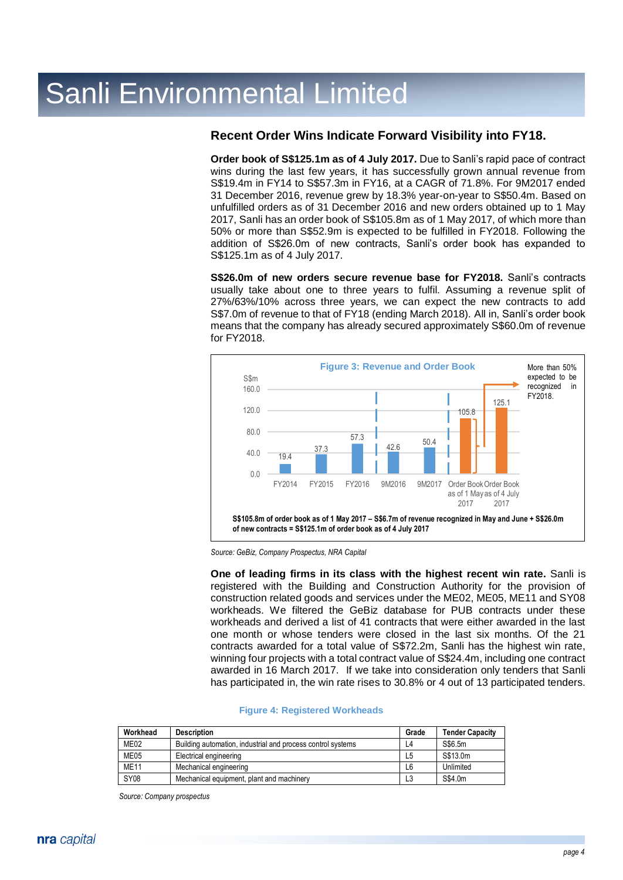# Sanli Environmental Limited

## Recent Order Wins Indicate Forward Visibility into FY18.

**Order book of S$125.1m as of 4 July 2017.** Due to Sanli's rapid pace of contract wins during the last few years, it has successfully grown annual revenue from S$19.4m in FY14 to S$57.3m in FY16, at a CAGR of 71.8%. For 9M2017 ended 31 December 2016, revenue grew by 18.3% year-on-year to S$50.4m. Based on unfulfilled orders as of 31 December 2016 and new orders obtained up to 1 May 2017, Sanli has an order book of S$105.8m as of 1 May 2017, of which more than 50% or more than S$52.9m is expected to be fulfilled in FY2018. Following the addition of S$26.0m of new contracts, Sanli's order book has expanded to S$125.1m as of 4 July 2017.

**S$26.0m of new orders secure revenue base for FY2018.** Sanli's contracts usually take about one to three years to fulfil. Assuming a revenue split of 27%/63%/10% across three years, we can expect the new contracts to add S$7.0m of revenue to that of FY18 (ending March 2018). All in, Sanli's order book means that the company has already secured approximately S$60.0m of revenue for FY2018.

**Figure 3: Revenue and Order Book**

S$m

| | S$m |
|---|---|
| FY2014 | 19.4 |
| FY2015 | 37.3 |
| FY2016 | 57.3 |
| 9M2016 | 42.6 |
| 9M2017 | 50.4 |
| Order Book as of 1 May 2017 | 105.8 |
| Order Book as of 4 July 2017 | 125.1 |

More than 50% expected to be recognized in FY2018.

**S$105.8m of order book as of 1 May 2017 – S$6.7m of revenue recognized in May and June + S$26.0m of new contracts = S$125.1m of order book as of 4 July 2017**

*Source: GeBiz, Company Prospectus, NRA Capital*

**One of leading firms in its class with the highest recent win rate.** Sanli is registered with the Building and Construction Authority for the provision of construction related goods and services under the ME02, ME05, ME11 and SY08 workheads. We filtered the GeBiz database for PUB contracts under these workheads and derived a list of 41 contracts that were either awarded in the last one month or whose tenders were closed in the last six months. Of the 21 contracts awarded for a total value of S$72.2m, Sanli has the highest win rate, winning four projects with a total contract value of S$24.4m, including one contract awarded in 16 March 2017. If we take into consideration only tenders that Sanli has participated in, the win rate rises to 30.8% or 4 out of 13 participated tenders.

**Figure 4: Registered Workheads**

| Workhead | Description | Grade | Tender Capacity |
|---|---|---|---|
| ME02 | Building automation, industrial and process control systems | L4 | S$6.5m |
| ME05 | Electrical engineering | L5 | S$13.0m |
| ME11 | Mechanical engineering | L6 | Unlimited |
| SY08 | Mechanical equipment, plant and machinery | L3 | S$4.0m |

*Source: Company prospectus*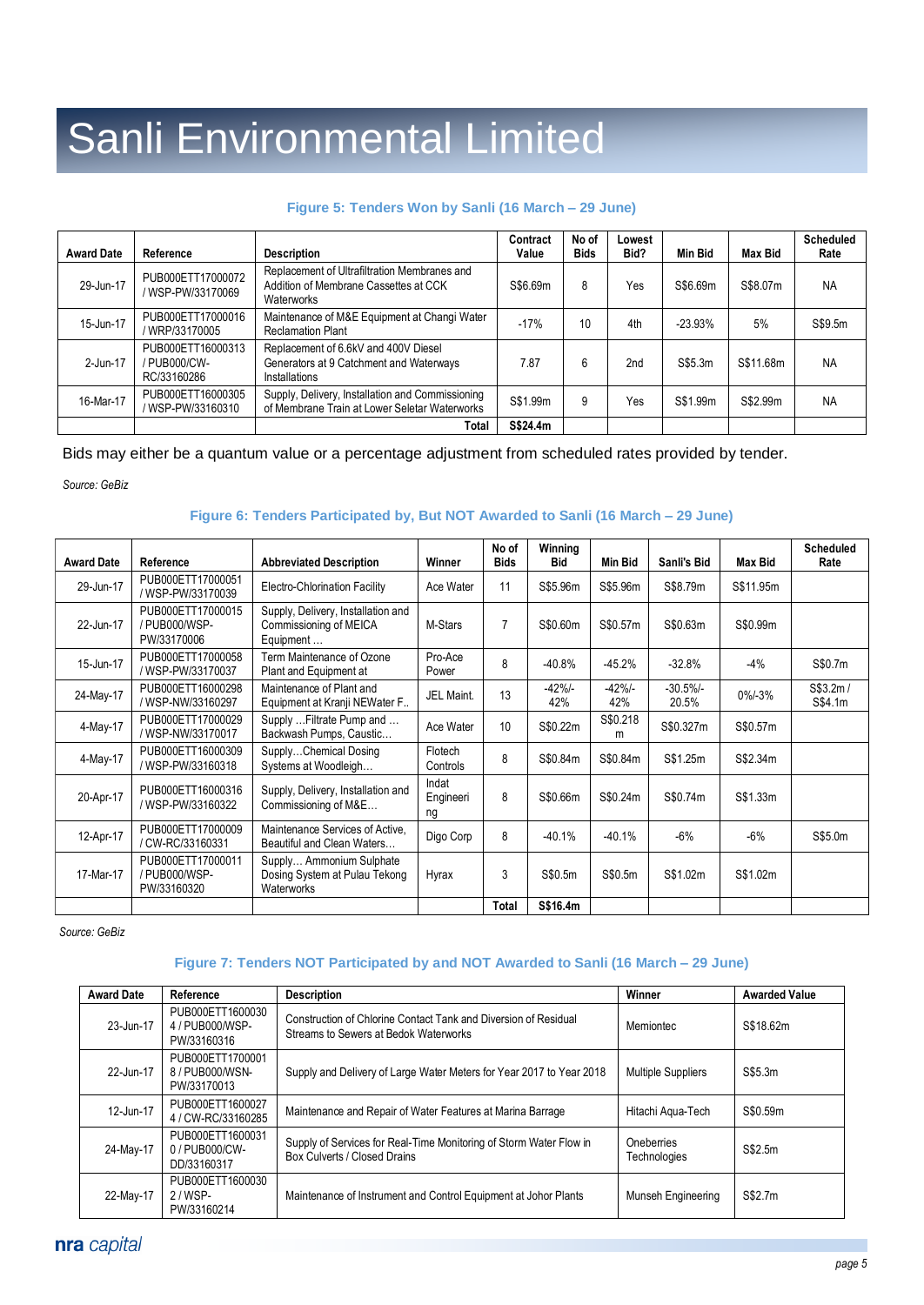# Sanli Environmental Limited

### Figure 5: Tenders Won by Sanli (16 March – 29 June)

| Award Date | Reference | Description | Contract Value | No of Bids | Lowest Bid? | Min Bid | Max Bid | Scheduled Rate |
|---|---|---|---|---|---|---|---|---|
| 29-Jun-17 | PUB000ETT17000072 / WSP-PW/33170069 | Replacement of Ultrafiltration Membranes and Addition of Membrane Cassettes at CCK Waterworks | S$6.69m | 8 | Yes | S$6.69m | S$8.07m | NA |
| 15-Jun-17 | PUB000ETT17000016 / WRP/33170005 | Maintenance of M&E Equipment at Changi Water Reclamation Plant | -17% | 10 | 4th | -23.93% | 5% | S$9.5m |
| 2-Jun-17 | PUB000ETT16000313 / PUB000/CW-RC/33160286 | Replacement of 6.6kV and 400V Diesel Generators at 9 Catchment and Waterways Installations | 7.87 | 6 | 2nd | S$5.3m | S$11.68m | NA |
| 16-Mar-17 | PUB000ETT16000305 / WSP-PW/33160310 | Supply, Delivery, Installation and Commissioning of Membrane Train at Lower Seletar Waterworks | S$1.99m | 9 | Yes | S$1.99m | S$2.99m | NA |
| | | **Total** | **S$24.4m** | | | | | |

Bids may either be a quantum value or a percentage adjustment from scheduled rates provided by tender.

*Source: GeBiz*

### Figure 6: Tenders Participated by, But NOT Awarded to Sanli (16 March – 29 June)

| Award Date | Reference | Abbreviated Description | Winner | No of Bids | Winning Bid | Min Bid | Sanli's Bid | Max Bid | Scheduled Rate |
|---|---|---|---|---|---|---|---|---|---|
| 29-Jun-17 | PUB000ETT17000051 / WSP-PW/33170039 | Electro-Chlorination Facility | Ace Water | 11 | S$5.96m | S$5.96m | S$8.79m | S$11.95m | |
| 22-Jun-17 | PUB000ETT17000015 / PUB000/WSP-PW/33170006 | Supply, Delivery, Installation and Commissioning of MEICA Equipment … | M-Stars | 7 | S$0.60m | S$0.57m | S$0.63m | S$0.99m | |
| 15-Jun-17 | PUB000ETT17000058 / WSP-PW/33170037 | Term Maintenance of Ozone Plant and Equipment at | Pro-Ace Power | 8 | -40.8% | -45.2% | -32.8% | -4% | S$0.7m |
| 24-May-17 | PUB000ETT16000298 / WSP-NW/33160297 | Maintenance of Plant and Equipment at Kranji NEWater F.. | JEL Maint. | 13 | -42%/-42% | -42%/-42% | -30.5%/-20.5% | 0%/-3% | S$3.2m / S$4.1m |
| 4-May-17 | PUB000ETT17000029 / WSP-NW/33170017 | Supply …Filtrate Pump and … Backwash Pumps, Caustic… | Ace Water | 10 | S$0.22m | S$0.218 m | S$0.327m | S$0.57m | |
| 4-May-17 | PUB000ETT16000309 / WSP-PW/33160318 | Supply…Chemical Dosing Systems at Woodleigh… | Flotech Controls | 8 | S$0.84m | S$0.84m | S$1.25m | S$2.34m | |
| 20-Apr-17 | PUB000ETT16000316 / WSP-PW/33160322 | Supply, Delivery, Installation and Commissioning of M&E… | Indat Engineering | 8 | S$0.66m | S$0.24m | S$0.74m | S$1.33m | |
| 12-Apr-17 | PUB000ETT17000009 / CW-RC/33160331 | Maintenance Services of Active, Beautiful and Clean Waters… | Digo Corp | 8 | -40.1% | -40.1% | -6% | -6% | S$5.0m |
| 17-Mar-17 | PUB000ETT17000011 / PUB000/WSP-PW/33160320 | Supply… Ammonium Sulphate Dosing System at Pulau Tekong Waterworks | Hyrax | 3 | S$0.5m | S$0.5m | S$1.02m | S$1.02m | |
| | | | | **Total** | **S$16.4m** | | | | |

*Source: GeBiz*

### Figure 7: Tenders NOT Participated by and NOT Awarded to Sanli (16 March – 29 June)

| Award Date | Reference | Description | Winner | Awarded Value |
|---|---|---|---|---|
| 23-Jun-17 | PUB000ETT16000304 / PUB000/WSP-PW/33160316 | Construction of Chlorine Contact Tank and Diversion of Residual Streams to Sewers at Bedok Waterworks | Memiontec | S$18.62m |
| 22-Jun-17 | PUB000ETT17000018 / PUB000/WSN-PW/33170013 | Supply and Delivery of Large Water Meters for Year 2017 to Year 2018 | Multiple Suppliers | S$5.3m |
| 12-Jun-17 | PUB000ETT16000274 / CW-RC/33160285 | Maintenance and Repair of Water Features at Marina Barrage | Hitachi Aqua-Tech | S$0.59m |
| 24-May-17 | PUB000ETT16000310 / PUB000/CW-DD/33160317 | Supply of Services for Real-Time Monitoring of Storm Water Flow in Box Culverts / Closed Drains | Oneberries Technologies | S$2.5m |
| 22-May-17 | PUB000ETT16000302 / WSP-PW/33160214 | Maintenance of Instrument and Control Equipment at Johor Plants | Munseh Engineering | S$2.7m |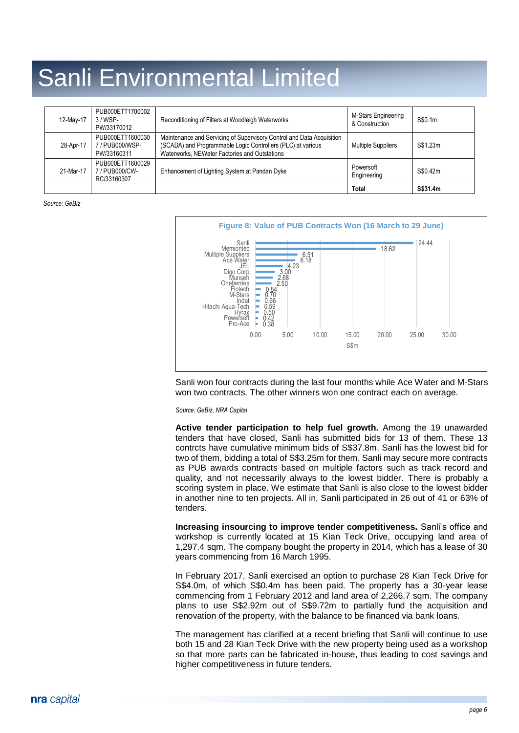# Sanli Environmental Limited

| | | | | |
|---|---|---|---|---|
| 12-May-17 | PUB000ETT1700002 3 / WSP-PW/33170012 | Reconditioning of Filters at Woodleigh Waterworks | M-Stars Engineering & Construction | S$0.1m |
| 28-Apr-17 | PUB000ETT1600030 7 / PUB000/WSP-PW/33160311 | Maintenance and Servicing of Supervisory Control and Data Acquisition (SCADA) and Programmable Logic Controllers (PLC) at various Waterworks, NEWater Factories and Outstations | Multiple Suppliers | S$1.23m |
| 21-Mar-17 | PUB000ETT1600029 7 / PUB000/CW-RC/33160307 | Enhancement of Lighting System at Pandan Dyke | Powersoft Engineering | S$0.42m |
| | | | **Total** | **S$31.4m** |

*Source: GeBiz*

**Figure 8: Value of PUB Contracts Won (16 March to 29 June)**

| Company | S$m |
|---|---|
| Sanli | 24.44 |
| Memiontec | 18.62 |
| Multiple Suppliers | 6.51 |
| Ace Water | 6.18 |
| JEL | 4.23 |
| Digo Corp | 3.00 |
| Munseh | 2.68 |
| Oneberries | 2.50 |
| Flotech | 0.84 |
| M-Stars | 0.70 |
| Indat | 0.66 |
| Hitachi Aqua-Tech | 0.59 |
| Hyrax | 0.50 |
| Powersoft | 0.42 |
| Pro-Ace | 0.38 |

Sanli won four contracts during the last four months while Ace Water and M-Stars won two contracts. The other winners won one contract each on average.

*Source: GeBiz, NRA Capital*

**Active tender participation to help fuel growth.** Among the 19 unawarded tenders that have closed, Sanli has submitted bids for 13 of them. These 13 contrcts have cumulative minimum bids of S$37.8m. Sanli has the lowest bid for two of them, bidding a total of S$3.25m for them. Sanli may secure more contracts as PUB awards contracts based on multiple factors such as track record and quality, and not necessarily always to the lowest bidder. There is probably a scoring system in place. We estimate that Sanli is also close to the lowest bidder in another nine to ten projects. All in, Sanli participated in 26 out of 41 or 63% of tenders.

**Increasing insourcing to improve tender competitiveness.** Sanli's office and workshop is currently located at 15 Kian Teck Drive, occupying land area of 1,297.4 sqm. The company bought the property in 2014, which has a lease of 30 years commencing from 16 March 1995.

In February 2017, Sanli exercised an option to purchase 28 Kian Teck Drive for S$4.0m, of which S$0.4m has been paid. The property has a 30-year lease commencing from 1 February 2012 and land area of 2,266.7 sqm. The company plans to use S$2.92m out of S$9.72m to partially fund the acquisition and renovation of the property, with the balance to be financed via bank loans.

The management has clarified at a recent briefing that Sanli will continue to use both 15 and 28 Kian Teck Drive with the new property being used as a workshop so that more parts can be fabricated in-house, thus leading to cost savings and higher competitiveness in future tenders.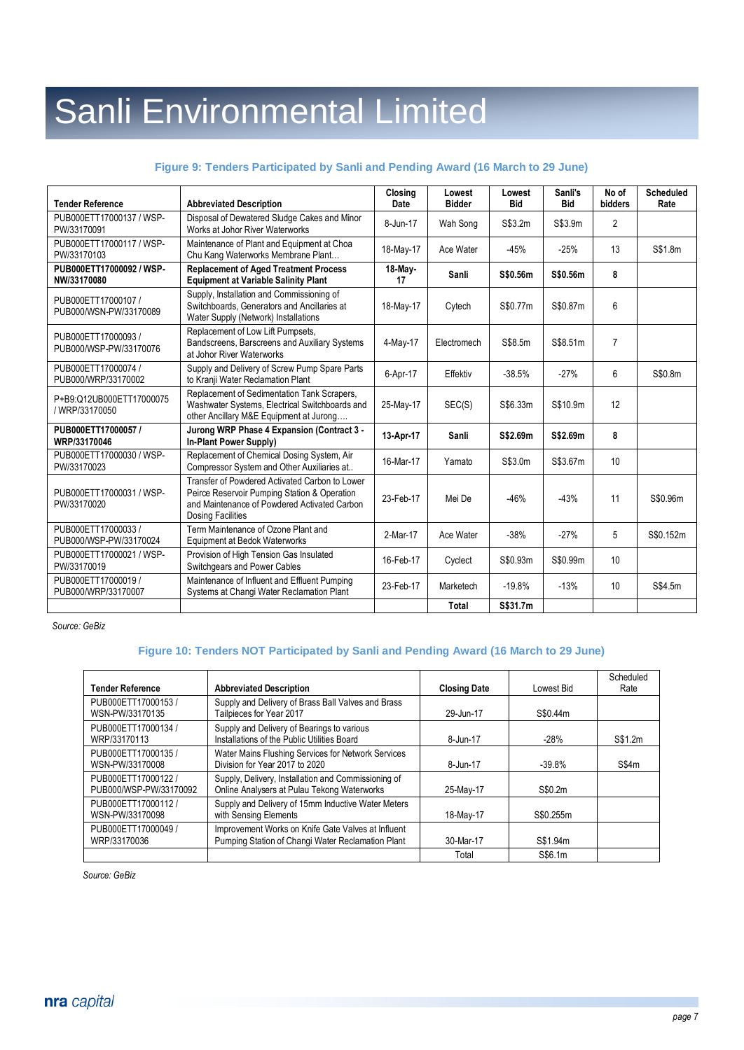# Sanli Environmental Limited

**Figure 9: Tenders Participated by Sanli and Pending Award (16 March to 29 June)**

| Tender Reference | Abbreviated Description | Closing Date | Lowest Bidder | Lowest Bid | Sanli's Bid | No of bidders | Scheduled Rate |
|---|---|---|---|---|---|---|---|
| PUB000ETT17000137 / WSP-PW/33170091 | Disposal of Dewatered Sludge Cakes and Minor Works at Johor River Waterworks | 8-Jun-17 | Wah Song | S$3.2m | S$3.9m | 2 | |
| PUB000ETT17000117 / WSP-PW/33170103 | Maintenance of Plant and Equipment at Choa Chu Kang Waterworks Membrane Plant… | 18-May-17 | Ace Water | -45% | -25% | 13 | S$1.8m |
| **PUB000ETT17000092 / WSP-NW/33170080** | **Replacement of Aged Treatment Process Equipment at Variable Salinity Plant** | **18-May-17** | **Sanli** | **S$0.56m** | **S$0.56m** | **8** | |
| PUB000ETT17000107 / PUB000/WSN-PW/33170089 | Supply, Installation and Commissioning of Switchboards, Generators and Ancillaries at Water Supply (Network) Installations | 18-May-17 | Cytech | S$0.77m | S$0.87m | 6 | |
| PUB000ETT17000093 / PUB000/WSP-PW/33170076 | Replacement of Low Lift Pumpsets, Bandscreens, Barscreens and Auxiliary Systems at Johor River Waterworks | 4-May-17 | Electromech | S$8.5m | S$8.51m | 7 | |
| PUB000ETT17000074 / PUB000/WRP/33170002 | Supply and Delivery of Screw Pump Spare Parts to Kranji Water Reclamation Plant | 6-Apr-17 | Effektiv | -38.5% | -27% | 6 | S$0.8m |
| P+B9:Q12UB000ETT17000075 / WRP/33170050 | Replacement of Sedimentation Tank Scrapers, Washwater Systems, Electrical Switchboards and other Ancillary M&E Equipment at Jurong…. | 25-May-17 | SEC(S) | S$6.33m | S$10.9m | 12 | |
| **PUB000ETT17000057 / WRP/33170046** | **Jurong WRP Phase 4 Expansion (Contract 3 - In-Plant Power Supply)** | **13-Apr-17** | **Sanli** | **S$2.69m** | **S$2.69m** | **8** | |
| PUB000ETT17000030 / WSP-PW/33170023 | Replacement of Chemical Dosing System, Air Compressor System and Other Auxiliaries at.. | 16-Mar-17 | Yamato | S$3.0m | S$3.67m | 10 | |
| PUB000ETT17000031 / WSP-PW/33170020 | Transfer of Powdered Activated Carbon to Lower Peirce Reservoir Pumping Station & Operation and Maintenance of Powdered Activated Carbon Dosing Facilities | 23-Feb-17 | Mei De | -46% | -43% | 11 | S$0.96m |
| PUB000ETT17000033 / PUB000/WSP-PW/33170024 | Term Maintenance of Ozone Plant and Equipment at Bedok Waterworks | 2-Mar-17 | Ace Water | -38% | -27% | 5 | S$0.152m |
| PUB000ETT17000021 / WSP-PW/33170019 | Provision of High Tension Gas Insulated Switchgears and Power Cables | 16-Feb-17 | Cyclect | S$0.93m | S$0.99m | 10 | |
| PUB000ETT17000019 / PUB000/WRP/33170007 | Maintenance of Influent and Effluent Pumping Systems at Changi Water Reclamation Plant | 23-Feb-17 | Marketech | -19.8% | -13% | 10 | S$4.5m |
| | | | **Total** | **S$31.7m** | | | |

*Source: GeBiz*

**Figure 10: Tenders NOT Participated by Sanli and Pending Award (16 March to 29 June)**

| Tender Reference | Abbreviated Description | Closing Date | Lowest Bid | Scheduled Rate |
|---|---|---|---|---|
| PUB000ETT17000153 / WSN-PW/33170135 | Supply and Delivery of Brass Ball Valves and Brass Tailpieces for Year 2017 | 29-Jun-17 | S$0.44m | |
| PUB000ETT17000134 / WRP/33170113 | Supply and Delivery of Bearings to various Installations of the Public Utilities Board | 8-Jun-17 | -28% | S$1.2m |
| PUB000ETT17000135 / WSN-PW/33170008 | Water Mains Flushing Services for Network Services Division for Year 2017 to 2020 | 8-Jun-17 | -39.8% | S$4m |
| PUB000ETT17000122 / PUB000/WSP-PW/33170092 | Supply, Delivery, Installation and Commissioning of Online Analysers at Pulau Tekong Waterworks | 25-May-17 | S$0.2m | |
| PUB000ETT17000112 / WSN-PW/33170098 | Supply and Delivery of 15mm Inductive Water Meters with Sensing Elements | 18-May-17 | S$0.255m | |
| PUB000ETT17000049 / WRP/33170036 | Improvement Works on Knife Gate Valves at Influent Pumping Station of Changi Water Reclamation Plant | 30-Mar-17 | S$1.94m | |
| | | Total | S$6.1m | |

*Source: GeBiz*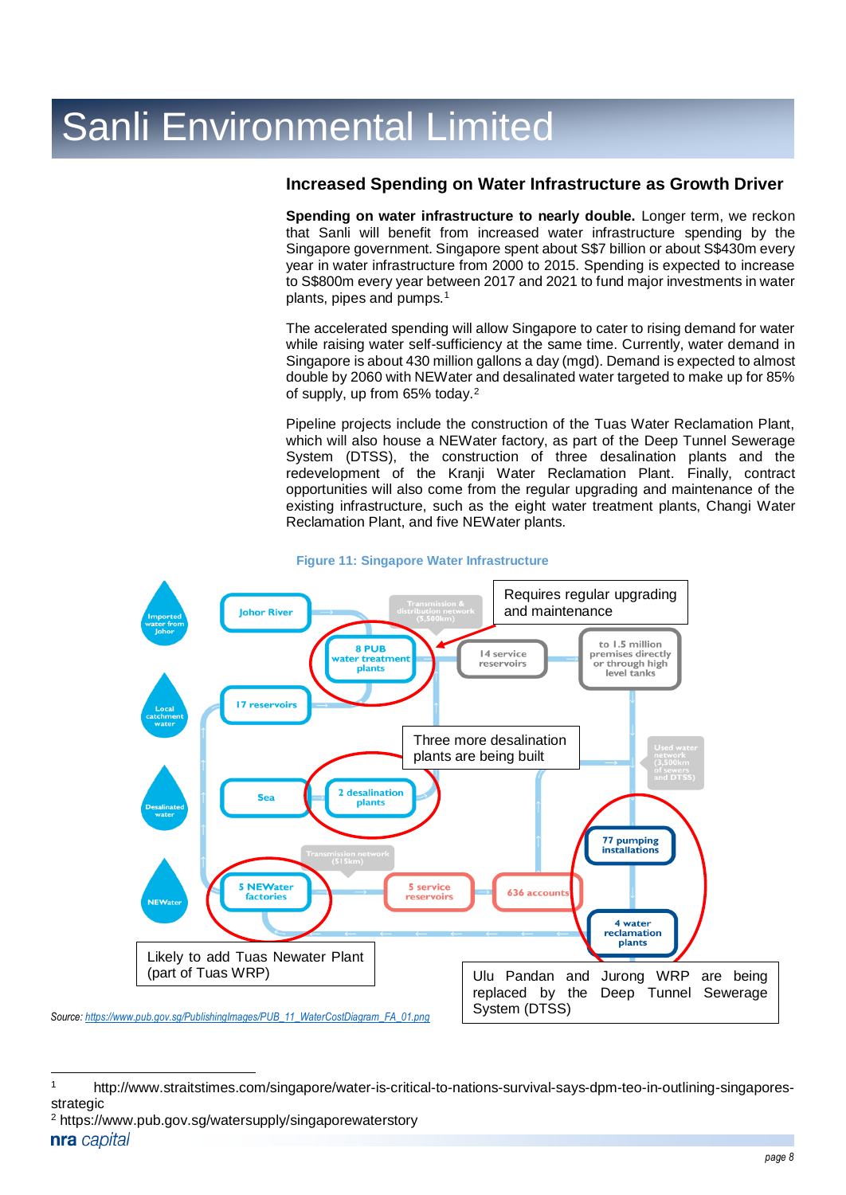# Sanli Environmental Limited

## Increased Spending on Water Infrastructure as Growth Driver

**Spending on water infrastructure to nearly double.** Longer term, we reckon that Sanli will benefit from increased water infrastructure spending by the Singapore government. Singapore spent about S$7 billion or about S$430m every year in water infrastructure from 2000 to 2015. Spending is expected to increase to S$800m every year between 2017 and 2021 to fund major investments in water plants, pipes and pumps.[1]

The accelerated spending will allow Singapore to cater to rising demand for water while raising water self-sufficiency at the same time. Currently, water demand in Singapore is about 430 million gallons a day (mgd). Demand is expected to almost double by 2060 with NEWater and desalinated water targeted to make up for 85% of supply, up from 65% today.[2]

Pipeline projects include the construction of the Tuas Water Reclamation Plant, which will also house a NEWater factory, as part of the Deep Tunnel Sewerage System (DTSS), the construction of three desalination plants and the redevelopment of the Kranji Water Reclamation Plant. Finally, contract opportunities will also come from the regular upgrading and maintenance of the existing infrastructure, such as the eight water treatment plants, Changi Water Reclamation Plant, and five NEWater plants.

**Figure 11: Singapore Water Infrastructure**

Imported water from Johor → Johor River; Local catchment water → 17 reservoirs; Desalinated water → Sea → 2 desalination plants; NEWater → 5 NEWater factories

8 PUB water treatment plants → Transmission & distribution network (5,500km) → 14 service reservoirs → to 1.5 million premises directly or through high level tanks → Used water network (3,500km of sewers and DTSS) → 77 pumping installations → 4 water reclamation plants → 5 NEWater factories → Transmission network (515km) → 5 service reservoirs → 636 accounts

Requires regular upgrading and maintenance

Three more desalination plants are being built

Likely to add Tuas Newater Plant (part of Tuas WRP)

Ulu Pandan and Jurong WRP are being replaced by the Deep Tunnel Sewerage System (DTSS)

*Source: https://www.pub.gov.sg/PublishingImages/PUB_11_WaterCostDiagram_FA_01.png*

---

[1] http://www.straitstimes.com/singapore/water-is-critical-to-nations-survival-says-dpm-teo-in-outlining-singapores-strategic

[2] https://www.pub.gov.sg/watersupply/singaporewaterstory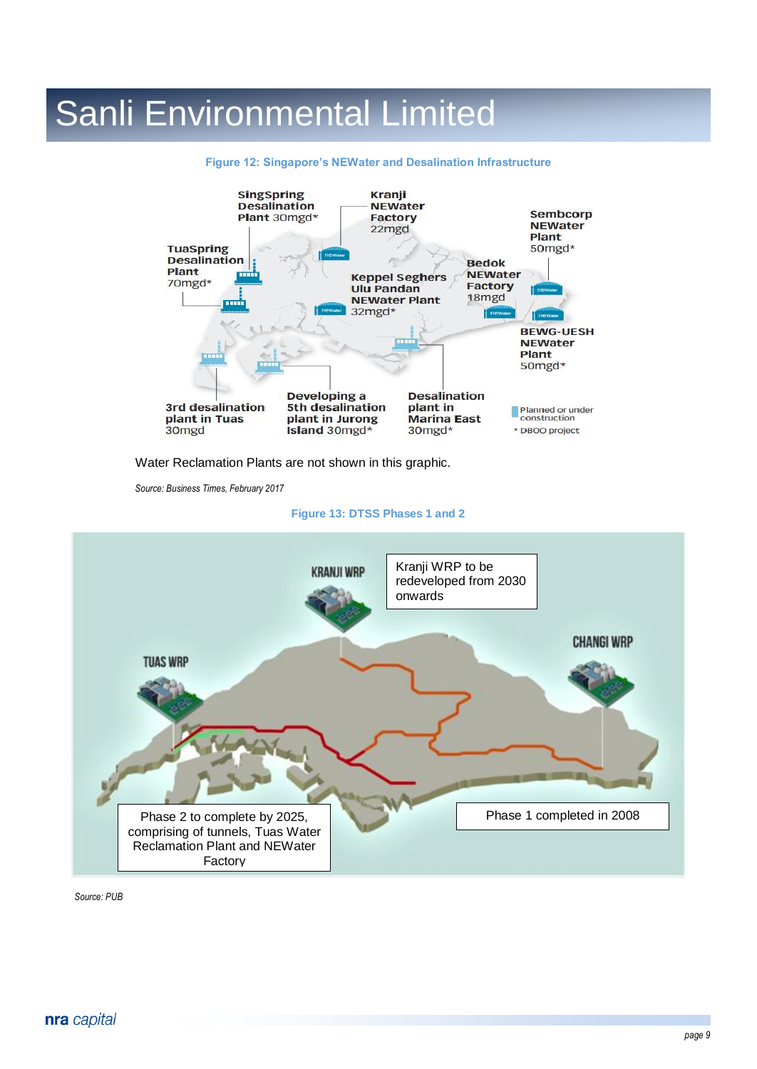# Sanli Environmental Limited

**Figure 12: Singapore's NEWater and Desalination Infrastructure**

SingSpring Desalination Plant 30mgd*

Kranji NEWater Factory 22mgd

Sembcorp NEWater Plant 50mgd*

TuaSpring Desalination Plant 70mgd*

Bedok NEWater Factory 18mgd

Keppel Seghers Ulu Pandan NEWater Plant 32mgd*

BEWG-UESH NEWater Plant 50mgd*

3rd desalination plant in Tuas 30mgd

Developing a 5th desalination plant in Jurong Island 30mgd*

Desalination plant in Marina East 30mgd*

Planned or under construction

* DBOO project

Water Reclamation Plants are not shown in this graphic.

*Source: Business Times, February 2017*

**Figure 13: DTSS Phases 1 and 2**

KRANJI WRP

Kranji WRP to be redeveloped from 2030 onwards

CHANGI WRP

TUAS WRP

Phase 2 to complete by 2025, comprising of tunnels, Tuas Water Reclamation Plant and NEWater Factory

Phase 1 completed in 2008

*Source: PUB*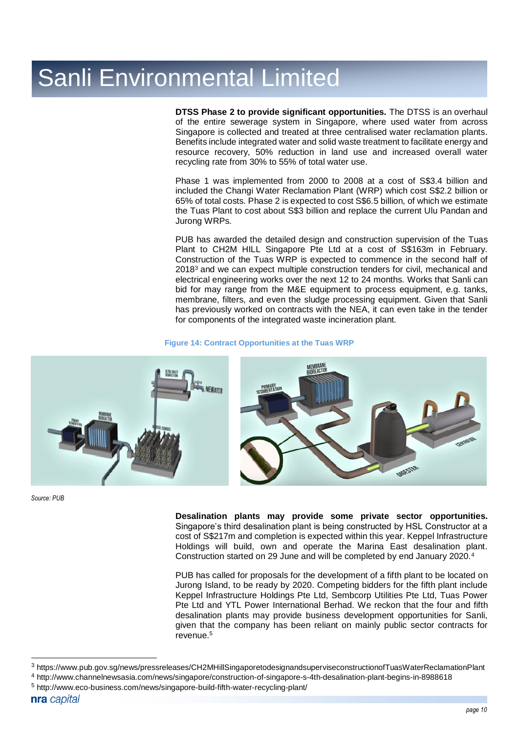# Sanli Environmental Limited

**DTSS Phase 2 to provide significant opportunities.** The DTSS is an overhaul of the entire sewerage system in Singapore, where used water from across Singapore is collected and treated at three centralised water reclamation plants. Benefits include integrated water and solid waste treatment to facilitate energy and resource recovery, 50% reduction in land use and increased overall water recycling rate from 30% to 55% of total water use.

Phase 1 was implemented from 2000 to 2008 at a cost of S$3.4 billion and included the Changi Water Reclamation Plant (WRP) which cost S$2.2 billion or 65% of total costs. Phase 2 is expected to cost S$6.5 billion, of which we estimate the Tuas Plant to cost about S$3 billion and replace the current Ulu Pandan and Jurong WRPs.

PUB has awarded the detailed design and construction supervision of the Tuas Plant to CH2M HILL Singapore Pte Ltd at a cost of S$163m in February. Construction of the Tuas WRP is expected to commence in the second half of 2018[3] and we can expect multiple construction tenders for civil, mechanical and electrical engineering works over the next 12 to 24 months. Works that Sanli can bid for may range from the M&E equipment to process equipment, e.g. tanks, membrane, filters, and even the sludge processing equipment. Given that Sanli has previously worked on contracts with the NEA, it can even take in the tender for components of the integrated waste incineration plant.

**Figure 14: Contract Opportunities at the Tuas WRP**

*Source: PUB*

**Desalination plants may provide some private sector opportunities.** Singapore's third desalination plant is being constructed by HSL Constructor at a cost of S$217m and completion is expected within this year. Keppel Infrastructure Holdings will build, own and operate the Marina East desalination plant. Construction started on 29 June and will be completed by end January 2020.[4]

PUB has called for proposals for the development of a fifth plant to be located on Jurong Island, to be ready by 2020. Competing bidders for the fifth plant include Keppel Infrastructure Holdings Pte Ltd, Sembcorp Utilities Pte Ltd, Tuas Power Pte Ltd and YTL Power International Berhad. We reckon that the four and fifth desalination plants may provide business development opportunities for Sanli, given that the company has been reliant on mainly public sector contracts for revenue.[5]

---

[3] https://www.pub.gov.sg/news/pressreleases/CH2MHillSingaporetodesignandsuperviseconstructionofTuasWaterReclamationPlant

[4] http://www.channelnewsasia.com/news/singapore/construction-of-singapore-s-4th-desalination-plant-begins-in-8988618

[5] http://www.eco-business.com/news/singapore-build-fifth-water-recycling-plant/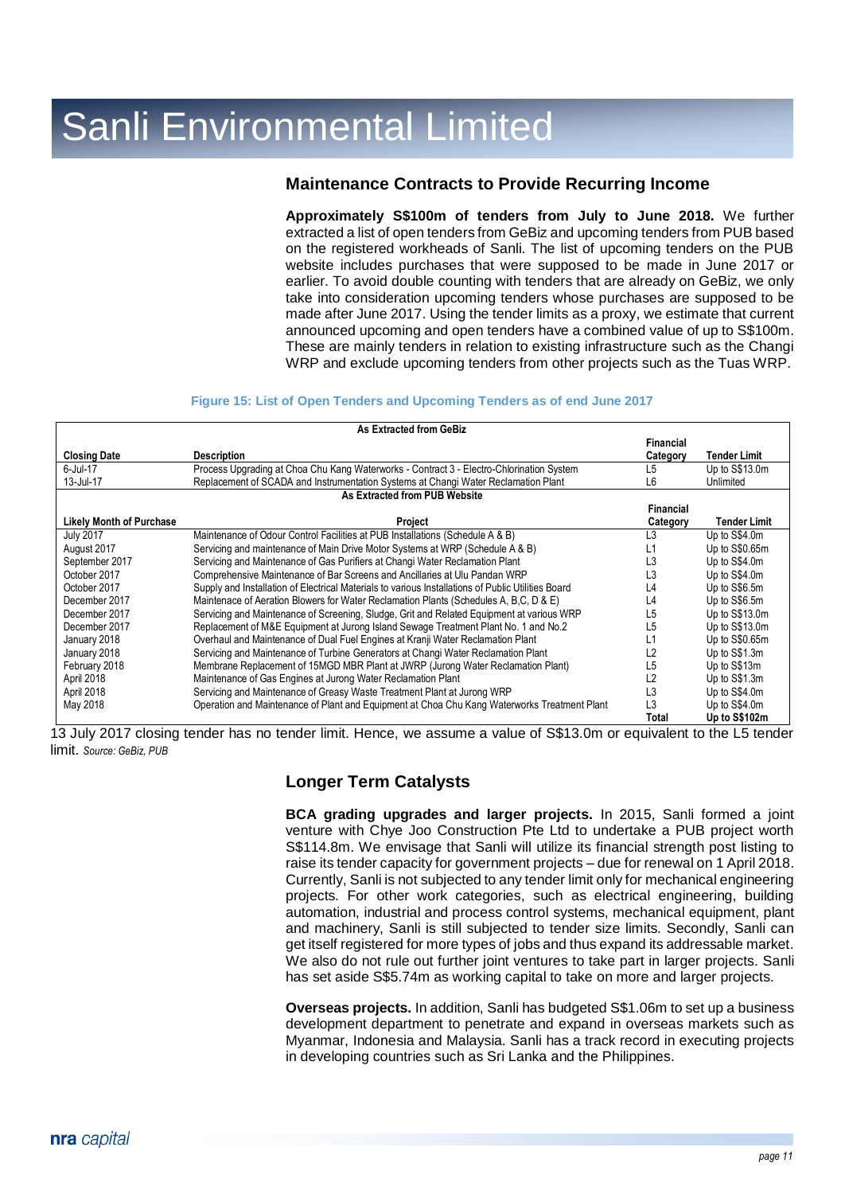# Sanli Environmental Limited

## Maintenance Contracts to Provide Recurring Income

**Approximately S$100m of tenders from July to June 2018.** We further extracted a list of open tenders from GeBiz and upcoming tenders from PUB based on the registered workheads of Sanli. The list of upcoming tenders on the PUB website includes purchases that were supposed to be made in June 2017 or earlier. To avoid double counting with tenders that are already on GeBiz, we only take into consideration upcoming tenders whose purchases are supposed to be made after June 2017. Using the tender limits as a proxy, we estimate that current announced upcoming and open tenders have a combined value of up to S$100m. These are mainly tenders in relation to existing infrastructure such as the Changi WRP and exclude upcoming tenders from other projects such as the Tuas WRP.

**Figure 15: List of Open Tenders and Upcoming Tenders as of end June 2017**

| As Extracted from GeBiz | | | |
|---|---|---|---|
| **Closing Date** | **Description** | **Financial Category** | **Tender Limit** |
| 6-Jul-17 | Process Upgrading at Choa Chu Kang Waterworks - Contract 3 - Electro-Chlorination System | L5 | Up to S$13.0m |
| 13-Jul-17 | Replacement of SCADA and Instrumentation Systems at Changi Water Reclamation Plant | L6 | Unlimited |
| **As Extracted from PUB Website** | | | |
| **Likely Month of Purchase** | **Project** | **Financial Category** | **Tender Limit** |
| July 2017 | Maintenance of Odour Control Facilities at PUB Installations (Schedule A & B) | L3 | Up to S$4.0m |
| August 2017 | Servicing and maintenance of Main Drive Motor Systems at WRP (Schedule A & B) | L1 | Up to S$0.65m |
| September 2017 | Servicing and Maintenance of Gas Purifiers at Changi Water Reclamation Plant | L3 | Up to S$4.0m |
| October 2017 | Comprehensive Maintenance of Bar Screens and Ancillaries at Ulu Pandan WRP | L3 | Up to S$4.0m |
| October 2017 | Supply and Installation of Electrical Materials to various Installations of Public Utilities Board | L4 | Up to S$6.5m |
| December 2017 | Maintenace of Aeration Blowers for Water Reclamation Plants (Schedules A, B,C, D & E) | L4 | Up to S$6.5m |
| December 2017 | Servicing and Maintenance of Screening, Sludge, Grit and Related Equipment at various WRP | L5 | Up to S$13.0m |
| December 2017 | Replacement of M&E Equipment at Jurong Island Sewage Treatment Plant No. 1 and No.2 | L5 | Up to S$13.0m |
| January 2018 | Overhaul and Maintenance of Dual Fuel Engines at Kranji Water Reclamation Plant | L1 | Up to S$0.65m |
| January 2018 | Servicing and Maintenance of Turbine Generators at Changi Water Reclamation Plant | L2 | Up to S$1.3m |
| February 2018 | Membrane Replacement of 15MGD MBR Plant at JWRP (Jurong Water Reclamation Plant) | L5 | Up to S$13m |
| April 2018 | Maintenance of Gas Engines at Jurong Water Reclamation Plant | L2 | Up to S$1.3m |
| April 2018 | Servicing and Maintenance of Greasy Waste Treatment Plant at Jurong WRP | L3 | Up to S$4.0m |
| May 2018 | Operation and Maintenance of Plant and Equipment at Choa Chu Kang Waterworks Treatment Plant | L3 | Up to S$4.0m |
| | | **Total** | **Up to S$102m** |

13 July 2017 closing tender has no tender limit. Hence, we assume a value of S$13.0m or equivalent to the L5 tender limit. *Source: GeBiz, PUB*

## Longer Term Catalysts

**BCA grading upgrades and larger projects.** In 2015, Sanli formed a joint venture with Chye Joo Construction Pte Ltd to undertake a PUB project worth S$114.8m. We envisage that Sanli will utilize its financial strength post listing to raise its tender capacity for government projects – due for renewal on 1 April 2018. Currently, Sanli is not subjected to any tender limit only for mechanical engineering projects. For other work categories, such as electrical engineering, building automation, industrial and process control systems, mechanical equipment, plant and machinery, Sanli is still subjected to tender size limits. Secondly, Sanli can get itself registered for more types of jobs and thus expand its addressable market. We also do not rule out further joint ventures to take part in larger projects. Sanli has set aside S$5.74m as working capital to take on more and larger projects.

**Overseas projects.** In addition, Sanli has budgeted S$1.06m to set up a business development department to penetrate and expand in overseas markets such as Myanmar, Indonesia and Malaysia. Sanli has a track record in executing projects in developing countries such as Sri Lanka and the Philippines.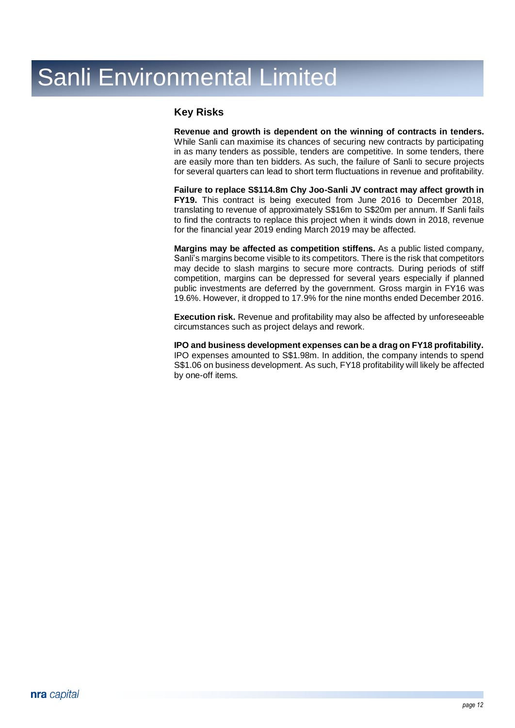# Sanli Environmental Limited

## Key Risks

**Revenue and growth is dependent on the winning of contracts in tenders.** While Sanli can maximise its chances of securing new contracts by participating in as many tenders as possible, tenders are competitive. In some tenders, there are easily more than ten bidders. As such, the failure of Sanli to secure projects for several quarters can lead to short term fluctuations in revenue and profitability.

**Failure to replace S$114.8m Chy Joo-Sanli JV contract may affect growth in FY19.** This contract is being executed from June 2016 to December 2018, translating to revenue of approximately S$16m to S$20m per annum. If Sanli fails to find the contracts to replace this project when it winds down in 2018, revenue for the financial year 2019 ending March 2019 may be affected.

**Margins may be affected as competition stiffens.** As a public listed company, Sanli's margins become visible to its competitors. There is the risk that competitors may decide to slash margins to secure more contracts. During periods of stiff competition, margins can be depressed for several years especially if planned public investments are deferred by the government. Gross margin in FY16 was 19.6%. However, it dropped to 17.9% for the nine months ended December 2016.

**Execution risk.** Revenue and profitability may also be affected by unforeseeable circumstances such as project delays and rework.

**IPO and business development expenses can be a drag on FY18 profitability.** IPO expenses amounted to S$1.98m. In addition, the company intends to spend S$1.06 on business development. As such, FY18 profitability will likely be affected by one-off items.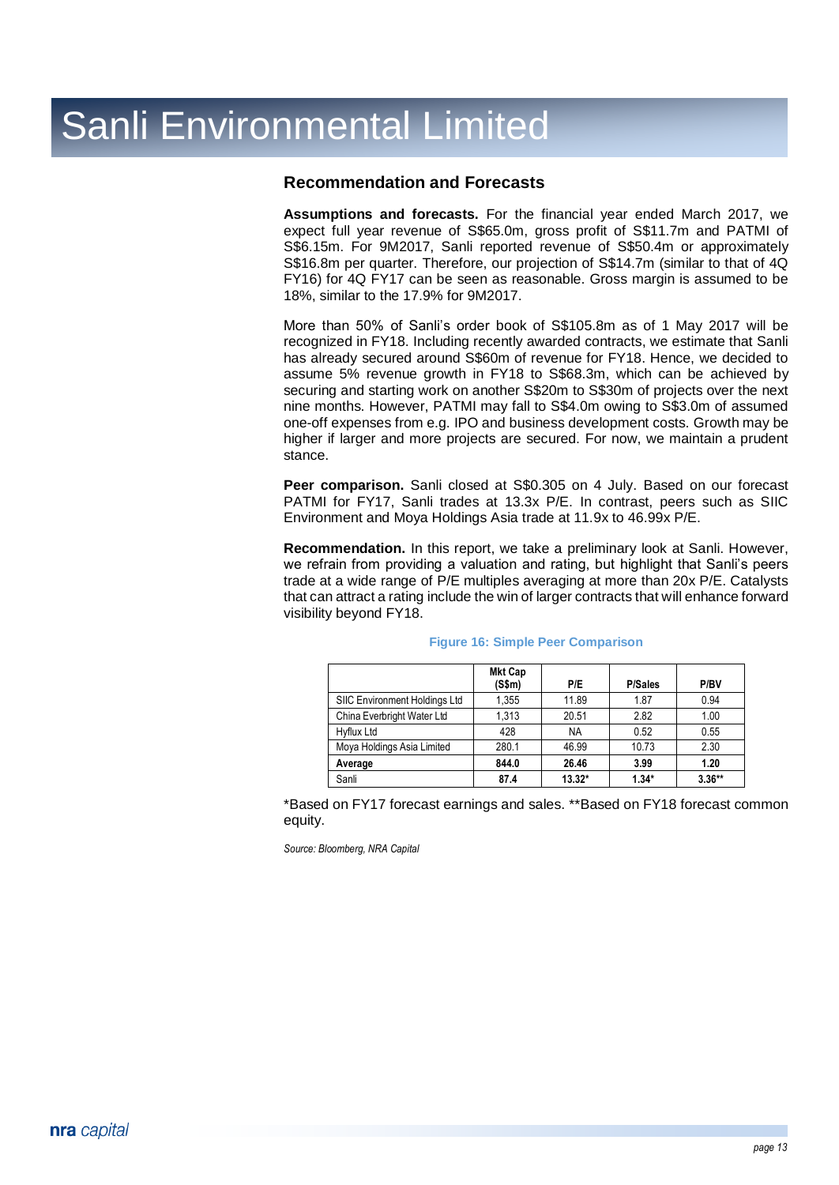# Sanli Environmental Limited

## Recommendation and Forecasts

**Assumptions and forecasts.** For the financial year ended March 2017, we expect full year revenue of S$65.0m, gross profit of S$11.7m and PATMI of S$6.15m. For 9M2017, Sanli reported revenue of S$50.4m or approximately S$16.8m per quarter. Therefore, our projection of S$14.7m (similar to that of 4Q FY16) for 4Q FY17 can be seen as reasonable. Gross margin is assumed to be 18%, similar to the 17.9% for 9M2017.

More than 50% of Sanli's order book of S$105.8m as of 1 May 2017 will be recognized in FY18. Including recently awarded contracts, we estimate that Sanli has already secured around S$60m of revenue for FY18. Hence, we decided to assume 5% revenue growth in FY18 to S$68.3m, which can be achieved by securing and starting work on another S$20m to S$30m of projects over the next nine months. However, PATMI may fall to S$4.0m owing to S$3.0m of assumed one-off expenses from e.g. IPO and business development costs. Growth may be higher if larger and more projects are secured. For now, we maintain a prudent stance.

**Peer comparison.** Sanli closed at S$0.305 on 4 July. Based on our forecast PATMI for FY17, Sanli trades at 13.3x P/E. In contrast, peers such as SIIC Environment and Moya Holdings Asia trade at 11.9x to 46.99x P/E.

**Recommendation.** In this report, we take a preliminary look at Sanli. However, we refrain from providing a valuation and rating, but highlight that Sanli's peers trade at a wide range of P/E multiples averaging at more than 20x P/E. Catalysts that can attract a rating include the win of larger contracts that will enhance forward visibility beyond FY18.

**Figure 16: Simple Peer Comparison**

| | Mkt Cap (S$m) | P/E | P/Sales | P/BV |
|---|---|---|---|---|
| SIIC Environment Holdings Ltd | 1,355 | 11.89 | 1.87 | 0.94 |
| China Everbright Water Ltd | 1,313 | 20.51 | 2.82 | 1.00 |
| Hyflux Ltd | 428 | NA | 0.52 | 0.55 |
| Moya Holdings Asia Limited | 280.1 | 46.99 | 10.73 | 2.30 |
| **Average** | **844.0** | **26.46** | **3.99** | **1.20** |
| Sanli | **87.4** | **13.32*** | **1.34*** | **3.36**** |

*Based on FY17 forecast earnings and sales. **Based on FY18 forecast common equity.

*Source: Bloomberg, NRA Capital*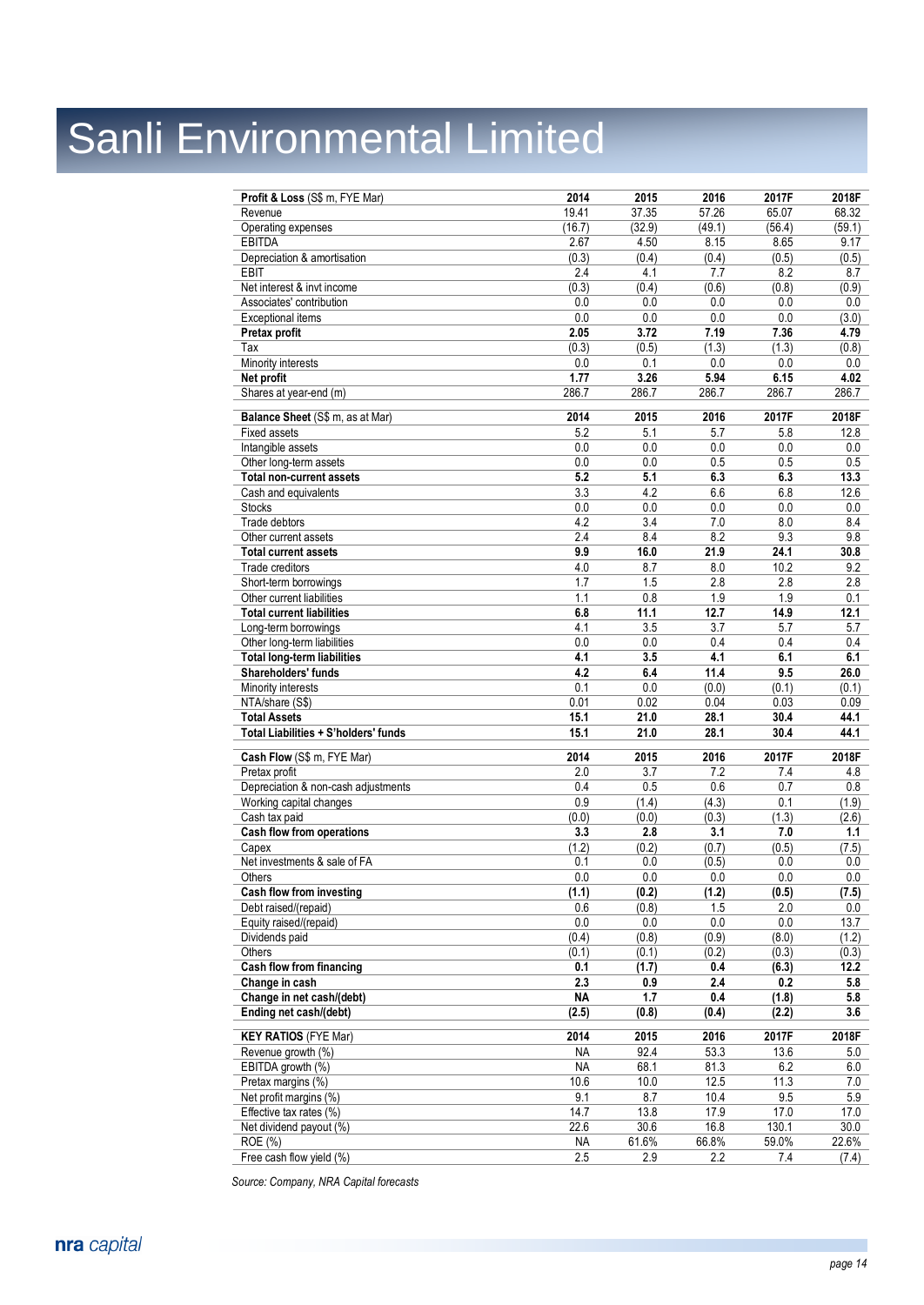# Sanli Environmental Limited

| **Profit & Loss** (S$ m, FYE Mar) | 2014 | 2015 | 2016 | 2017F | 2018F |
|---|---|---|---|---|---|
| Revenue | 19.41 | 37.35 | 57.26 | 65.07 | 68.32 |
| Operating expenses | (16.7) | (32.9) | (49.1) | (56.4) | (59.1) |
| EBITDA | 2.67 | 4.50 | 8.15 | 8.65 | 9.17 |
| Depreciation & amortisation | (0.3) | (0.4) | (0.4) | (0.5) | (0.5) |
| EBIT | 2.4 | 4.1 | 7.7 | 8.2 | 8.7 |
| Net interest & invt income | (0.3) | (0.4) | (0.6) | (0.8) | (0.9) |
| Associates' contribution | 0.0 | 0.0 | 0.0 | 0.0 | 0.0 |
| Exceptional items | 0.0 | 0.0 | 0.0 | 0.0 | (3.0) |
| **Pretax profit** | **2.05** | **3.72** | **7.19** | **7.36** | **4.79** |
| Tax | (0.3) | (0.5) | (1.3) | (1.3) | (0.8) |
| Minority interests | 0.0 | 0.1 | 0.0 | 0.0 | 0.0 |
| **Net profit** | **1.77** | **3.26** | **5.94** | **6.15** | **4.02** |
| Shares at year-end (m) | 286.7 | 286.7 | 286.7 | 286.7 | 286.7 |

| **Balance Sheet** (S$ m, as at Mar) | 2014 | 2015 | 2016 | 2017F | 2018F |
|---|---|---|---|---|---|
| Fixed assets | 5.2 | 5.1 | 5.7 | 5.8 | 12.8 |
| Intangible assets | 0.0 | 0.0 | 0.0 | 0.0 | 0.0 |
| Other long-term assets | 0.0 | 0.0 | 0.5 | 0.5 | 0.5 |
| **Total non-current assets** | **5.2** | **5.1** | **6.3** | **6.3** | **13.3** |
| Cash and equivalents | 3.3 | 4.2 | 6.6 | 6.8 | 12.6 |
| Stocks | 0.0 | 0.0 | 0.0 | 0.0 | 0.0 |
| Trade debtors | 4.2 | 3.4 | 7.0 | 8.0 | 8.4 |
| Other current assets | 2.4 | 8.4 | 8.2 | 9.3 | 9.8 |
| **Total current assets** | **9.9** | **16.0** | **21.9** | **24.1** | **30.8** |
| Trade creditors | 4.0 | 8.7 | 8.0 | 10.2 | 9.2 |
| Short-term borrowings | 1.7 | 1.5 | 2.8 | 2.8 | 2.8 |
| Other current liabilities | 1.1 | 0.8 | 1.9 | 1.9 | 0.1 |
| **Total current liabilities** | **6.8** | **11.1** | **12.7** | **14.9** | **12.1** |
| Long-term borrowings | 4.1 | 3.5 | 3.7 | 5.7 | 5.7 |
| Other long-term liabilities | 0.0 | 0.0 | 0.4 | 0.4 | 0.4 |
| **Total long-term liabilities** | **4.1** | **3.5** | **4.1** | **6.1** | **6.1** |
| **Shareholders' funds** | **4.2** | **6.4** | **11.4** | **9.5** | **26.0** |
| Minority interests | 0.1 | 0.0 | (0.0) | (0.1) | (0.1) |
| NTA/share (S$) | 0.01 | 0.02 | 0.04 | 0.03 | 0.09 |
| **Total Assets** | **15.1** | **21.0** | **28.1** | **30.4** | **44.1** |
| **Total Liabilities + S'holders' funds** | **15.1** | **21.0** | **28.1** | **30.4** | **44.1** |

| **Cash Flow** (S$ m, FYE Mar) | 2014 | 2015 | 2016 | 2017F | 2018F |
|---|---|---|---|---|---|
| Pretax profit | 2.0 | 3.7 | 7.2 | 7.4 | 4.8 |
| Depreciation & non-cash adjustments | 0.4 | 0.5 | 0.6 | 0.7 | 0.8 |
| Working capital changes | 0.9 | (1.4) | (4.3) | 0.1 | (1.9) |
| Cash tax paid | (0.0) | (0.0) | (0.3) | (1.3) | (2.6) |
| **Cash flow from operations** | **3.3** | **2.8** | **3.1** | **7.0** | **1.1** |
| Capex | (1.2) | (0.2) | (0.7) | (0.5) | (7.5) |
| Net investments & sale of FA | 0.1 | 0.0 | (0.5) | 0.0 | 0.0 |
| Others | 0.0 | 0.0 | 0.0 | 0.0 | 0.0 |
| **Cash flow from investing** | **(1.1)** | **(0.2)** | **(1.2)** | **(0.5)** | **(7.5)** |
| Debt raised/(repaid) | 0.6 | (0.8) | 1.5 | 2.0 | 0.0 |
| Equity raised/(repaid) | 0.0 | 0.0 | 0.0 | 0.0 | 13.7 |
| Dividends paid | (0.4) | (0.8) | (0.9) | (8.0) | (1.2) |
| Others | (0.1) | (0.1) | (0.2) | (0.3) | (0.3) |
| **Cash flow from financing** | **0.1** | **(1.7)** | **0.4** | **(6.3)** | **12.2** |
| **Change in cash** | **2.3** | **0.9** | **2.4** | **0.2** | **5.8** |
| **Change in net cash/(debt)** | **NA** | **1.7** | **0.4** | **(1.8)** | **5.8** |
| **Ending net cash/(debt)** | **(2.5)** | **(0.8)** | **(0.4)** | **(2.2)** | **3.6** |

| **KEY RATIOS** (FYE Mar) | 2014 | 2015 | 2016 | 2017F | 2018F |
|---|---|---|---|---|---|
| Revenue growth (%) | NA | 92.4 | 53.3 | 13.6 | 5.0 |
| EBITDA growth (%) | NA | 68.1 | 81.3 | 6.2 | 6.0 |
| Pretax margins (%) | 10.6 | 10.0 | 12.5 | 11.3 | 7.0 |
| Net profit margins (%) | 9.1 | 8.7 | 10.4 | 9.5 | 5.9 |
| Effective tax rates (%) | 14.7 | 13.8 | 17.9 | 17.0 | 17.0 |
| Net dividend payout (%) | 22.6 | 30.6 | 16.8 | 130.1 | 30.0 |
| ROE (%) | NA | 61.6% | 66.8% | 59.0% | 22.6% |
| Free cash flow yield (%) | 2.5 | 2.9 | 2.2 | 7.4 | (7.4) |

*Source: Company, NRA Capital forecasts*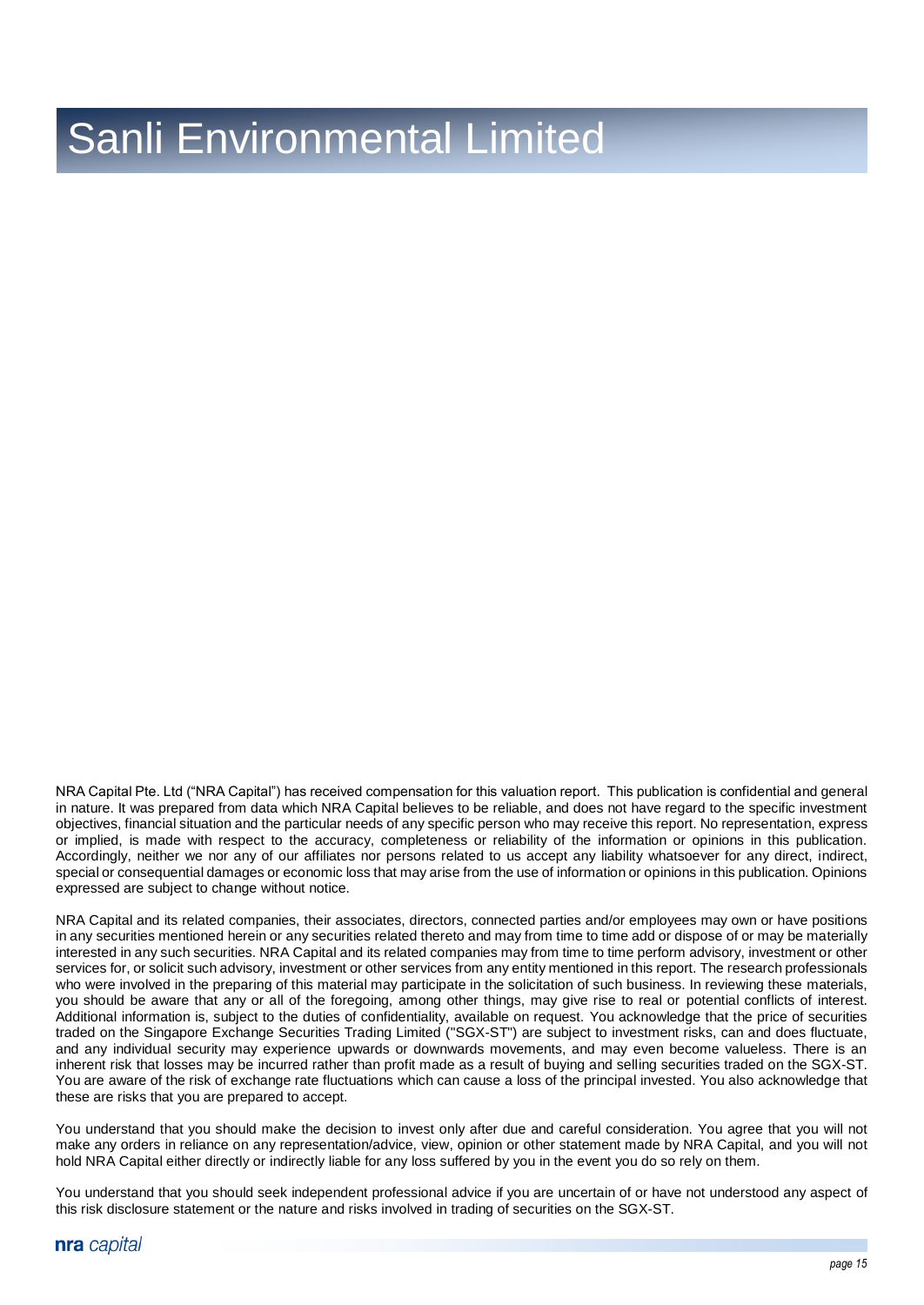NRA Capital Pte. Ltd ("NRA Capital") has received compensation for this valuation report. This publication is confidential and general in nature. It was prepared from data which NRA Capital believes to be reliable, and does not have regard to the specific investment objectives, financial situation and the particular needs of any specific person who may receive this report. No representation, express or implied, is made with respect to the accuracy, completeness or reliability of the information or opinions in this publication. Accordingly, neither we nor any of our affiliates nor persons related to us accept any liability whatsoever for any direct, indirect, special or consequential damages or economic loss that may arise from the use of information or opinions in this publication. Opinions expressed are subject to change without notice.

NRA Capital and its related companies, their associates, directors, connected parties and/or employees may own or have positions in any securities mentioned herein or any securities related thereto and may from time to time add or dispose of or may be materially interested in any such securities. NRA Capital and its related companies may from time to time perform advisory, investment or other services for, or solicit such advisory, investment or other services from any entity mentioned in this report. The research professionals who were involved in the preparing of this material may participate in the solicitation of such business. In reviewing these materials, you should be aware that any or all of the foregoing, among other things, may give rise to real or potential conflicts of interest. Additional information is, subject to the duties of confidentiality, available on request. You acknowledge that the price of securities traded on the Singapore Exchange Securities Trading Limited ("SGX-ST") are subject to investment risks, can and does fluctuate, and any individual security may experience upwards or downwards movements, and may even become valueless. There is an inherent risk that losses may be incurred rather than profit made as a result of buying and selling securities traded on the SGX-ST. You are aware of the risk of exchange rate fluctuations which can cause a loss of the principal invested. You also acknowledge that these are risks that you are prepared to accept.

You understand that you should make the decision to invest only after due and careful consideration. You agree that you will not make any orders in reliance on any representation/advice, view, opinion or other statement made by NRA Capital, and you will not hold NRA Capital either directly or indirectly liable for any loss suffered by you in the event you do so rely on them.

You understand that you should seek independent professional advice if you are uncertain of or have not understood any aspect of this risk disclosure statement or the nature and risks involved in trading of securities on the SGX-ST.